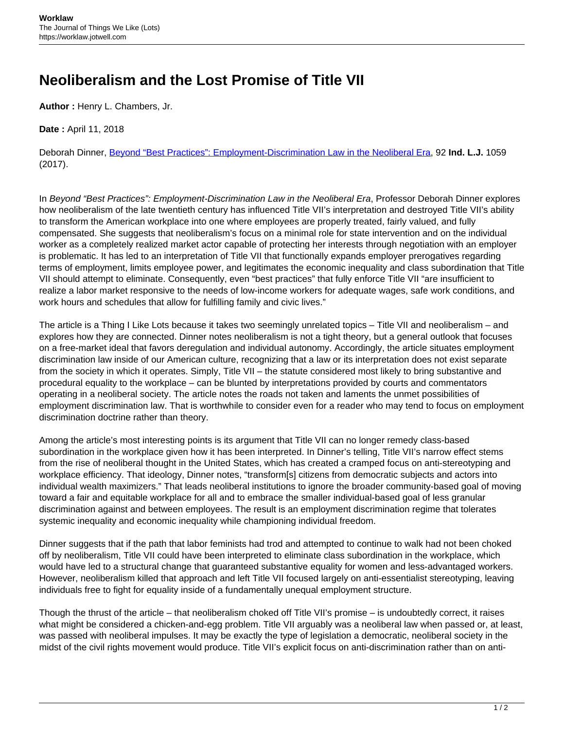# Neoliberalism and the Lost Promise of Title VII

**Author :** Henry L. Chambers, Jr.

**Date :** April 11, 2018

Deborah Dinner, Beyond "Best Practices": Employment-Discrimination Law in the Neoliberal Era, 92 **Ind. L.J.** 1059 (2017).

In *Beyond "Best Practices": Employment-Discrimination Law in the Neoliberal Era*, Professor Deborah Dinner explores how neoliberalism of the late twentieth century has influenced Title VII's interpretation and destroyed Title VII's ability to transform the American workplace into one where employees are properly treated, fairly valued, and fully compensated. She suggests that neoliberalism's focus on a minimal role for state intervention and on the individual worker as a completely realized market actor capable of protecting her interests through negotiation with an employer is problematic. It has led to an interpretation of Title VII that functionally expands employer prerogatives regarding terms of employment, limits employee power, and legitimates the economic inequality and class subordination that Title VII should attempt to eliminate. Consequently, even "best practices" that fully enforce Title VII "are insufficient to realize a labor market responsive to the needs of low-income workers for adequate wages, safe work conditions, and work hours and schedules that allow for fulfilling family and civic lives."

The article is a Thing I Like Lots because it takes two seemingly unrelated topics – Title VII and neoliberalism – and explores how they are connected. Dinner notes neoliberalism is not a tight theory, but a general outlook that focuses on a free-market ideal that favors deregulation and individual autonomy. Accordingly, the article situates employment discrimination law inside of our American culture, recognizing that a law or its interpretation does not exist separate from the society in which it operates. Simply, Title VII – the statute considered most likely to bring substantive and procedural equality to the workplace – can be blunted by interpretations provided by courts and commentators operating in a neoliberal society. The article notes the roads not taken and laments the unmet possibilities of employment discrimination law. That is worthwhile to consider even for a reader who may tend to focus on employment discrimination doctrine rather than theory.

Among the article's most interesting points is its argument that Title VII can no longer remedy class-based subordination in the workplace given how it has been interpreted. In Dinner's telling, Title VII's narrow effect stems from the rise of neoliberal thought in the United States, which has created a cramped focus on anti-stereotyping and workplace efficiency. That ideology, Dinner notes, "transform[s] citizens from democratic subjects and actors into individual wealth maximizers." That leads neoliberal institutions to ignore the broader community-based goal of moving toward a fair and equitable workplace for all and to embrace the smaller individual-based goal of less granular discrimination against and between employees. The result is an employment discrimination regime that tolerates systemic inequality and economic inequality while championing individual freedom.

Dinner suggests that if the path that labor feminists had trod and attempted to continue to walk had not been choked off by neoliberalism, Title VII could have been interpreted to eliminate class subordination in the workplace, which would have led to a structural change that guaranteed substantive equality for women and less-advantaged workers. However, neoliberalism killed that approach and left Title VII focused largely on anti-essentialist stereotyping, leaving individuals free to fight for equality inside of a fundamentally unequal employment structure.

Though the thrust of the article – that neoliberalism choked off Title VII's promise – is undoubtedly correct, it raises what might be considered a chicken-and-egg problem. Title VII arguably was a neoliberal law when passed or, at least, was passed with neoliberal impulses. It may be exactly the type of legislation a democratic, neoliberal society in the midst of the civil rights movement would produce. Title VII's explicit focus on anti-discrimination rather than on anti-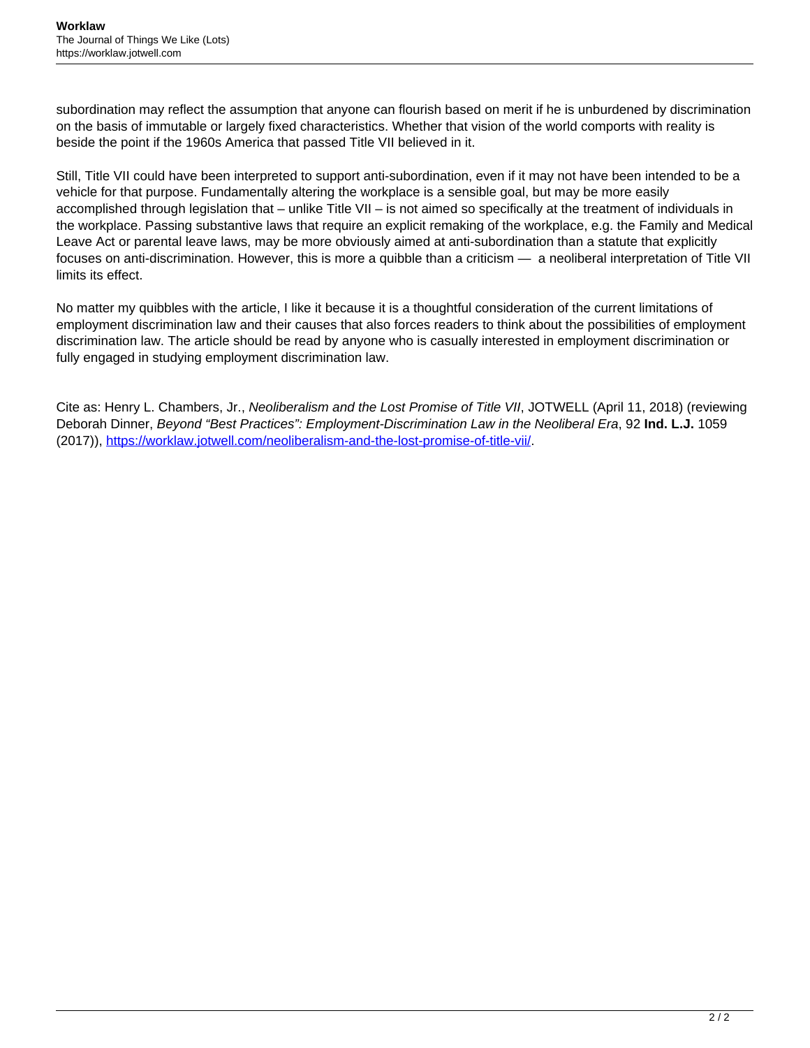subordination may reflect the assumption that anyone can flourish based on merit if he is unburdened by discrimination on the basis of immutable or largely fixed characteristics. Whether that vision of the world comports with reality is beside the point if the 1960s America that passed Title VII believed in it.

Still, Title VII could have been interpreted to support anti-subordination, even if it may not have been intended to be a vehicle for that purpose. Fundamentally altering the workplace is a sensible goal, but may be more easily accomplished through legislation that – unlike Title VII – is not aimed so specifically at the treatment of individuals in the workplace. Passing substantive laws that require an explicit remaking of the workplace, e.g. the Family and Medical Leave Act or parental leave laws, may be more obviously aimed at anti-subordination than a statute that explicitly focuses on anti-discrimination. However, this is more a quibble than a criticism — a neoliberal interpretation of Title VII limits its effect.

No matter my quibbles with the article, I like it because it is a thoughtful consideration of the current limitations of employment discrimination law and their causes that also forces readers to think about the possibilities of employment discrimination law. The article should be read by anyone who is casually interested in employment discrimination or fully engaged in studying employment discrimination law.

Cite as: Henry L. Chambers, Jr., *Neoliberalism and the Lost Promise of Title VII*, JOTWELL (April 11, 2018) (reviewing Deborah Dinner, *Beyond "Best Practices": Employment-Discrimination Law in the Neoliberal Era*, 92 **Ind. L.J.** 1059 (2017)), https://worklaw.jotwell.com/neoliberalism-and-the-lost-promise-of-title-vii/.